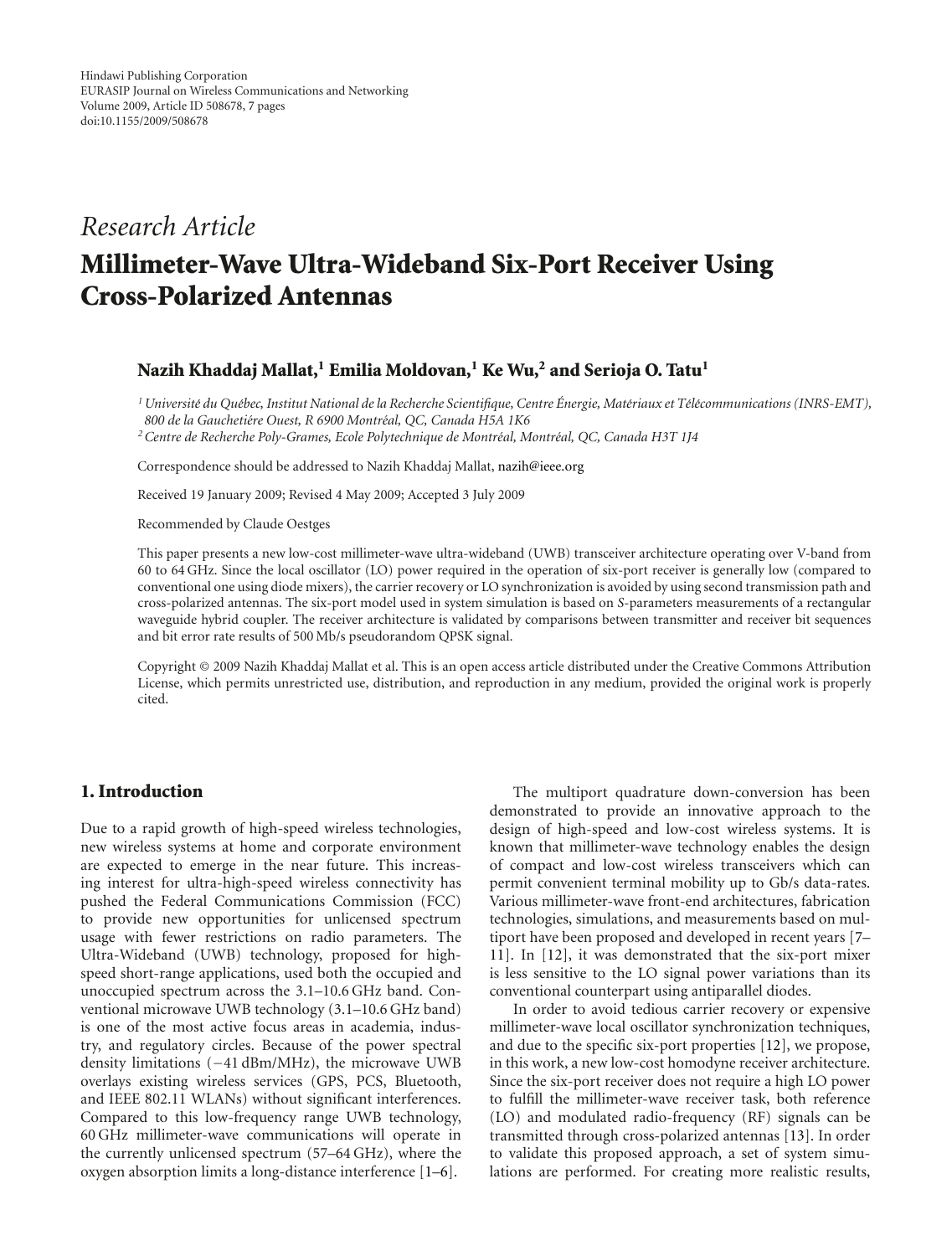Hindawi Publishing Corporation
EURASIP Journal on Wireless Communications and Networking
Volume 2009, Article ID 508678, 7 pages
doi:10.1155/2009/508678

*Research Article*

# Millimeter-Wave Ultra-Wideband Six-Port Receiver Using Cross-Polarized Antennas

**Nazih Khaddaj Mallat,[1] Emilia Moldovan,[1] Ke Wu,[2] and Serioja O. Tatu[1]**

[1] *Université du Québec, Institut National de la Recherche Scientifique, Centre Énergie, Matériaux et Télécommunications (INRS-EMT), 800 de la Gauchetiére Ouest, R 6900 Montréal, QC, Canada H5A 1K6*
[2] *Centre de Recherche Poly-Grames, Ecole Polytechnique de Montréal, Montréal, QC, Canada H3T 1J4*

Correspondence should be addressed to Nazih Khaddaj Mallat, nazih@ieee.org

Received 19 January 2009; Revised 4 May 2009; Accepted 3 July 2009

Recommended by Claude Oestges

This paper presents a new low-cost millimeter-wave ultra-wideband (UWB) transceiver architecture operating over V-band from 60 to 64 GHz. Since the local oscillator (LO) power required in the operation of six-port receiver is generally low (compared to conventional one using diode mixers), the carrier recovery or LO synchronization is avoided by using second transmission path and cross-polarized antennas. The six-port model used in system simulation is based on *S*-parameters measurements of a rectangular waveguide hybrid coupler. The receiver architecture is validated by comparisons between transmitter and receiver bit sequences and bit error rate results of 500 Mb/s pseudorandom QPSK signal.

Copyright © 2009 Nazih Khaddaj Mallat et al. This is an open access article distributed under the Creative Commons Attribution License, which permits unrestricted use, distribution, and reproduction in any medium, provided the original work is properly cited.

## 1. Introduction

Due to a rapid growth of high-speed wireless technologies, new wireless systems at home and corporate environment are expected to emerge in the near future. This increasing interest for ultra-high-speed wireless connectivity has pushed the Federal Communications Commission (FCC) to provide new opportunities for unlicensed spectrum usage with fewer restrictions on radio parameters. The Ultra-Wideband (UWB) technology, proposed for high-speed short-range applications, used both the occupied and unoccupied spectrum across the 3.1–10.6 GHz band. Conventional microwave UWB technology (3.1–10.6 GHz band) is one of the most active focus areas in academia, industry, and regulatory circles. Because of the power spectral density limitations (−41 dBm/MHz), the microwave UWB overlays existing wireless services (GPS, PCS, Bluetooth, and IEEE 802.11 WLANs) without significant interferences. Compared to this low-frequency range UWB technology, 60 GHz millimeter-wave communications will operate in the currently unlicensed spectrum (57–64 GHz), where the oxygen absorption limits a long-distance interference [1–6].

The multiport quadrature down-conversion has been demonstrated to provide an innovative approach to the design of high-speed and low-cost wireless systems. It is known that millimeter-wave technology enables the design of compact and low-cost wireless transceivers which can permit convenient terminal mobility up to Gb/s data-rates. Various millimeter-wave front-end architectures, fabrication technologies, simulations, and measurements based on multiport have been proposed and developed in recent years [7–11]. In [12], it was demonstrated that the six-port mixer is less sensitive to the LO signal power variations than its conventional counterpart using antiparallel diodes.

In order to avoid tedious carrier recovery or expensive millimeter-wave local oscillator synchronization techniques, and due to the specific six-port properties [12], we propose, in this work, a new low-cost homodyne receiver architecture. Since the six-port receiver does not require a high LO power to fulfill the millimeter-wave receiver task, both reference (LO) and modulated radio-frequency (RF) signals can be transmitted through cross-polarized antennas [13]. In order to validate this proposed approach, a set of system simulations are performed. For creating more realistic results,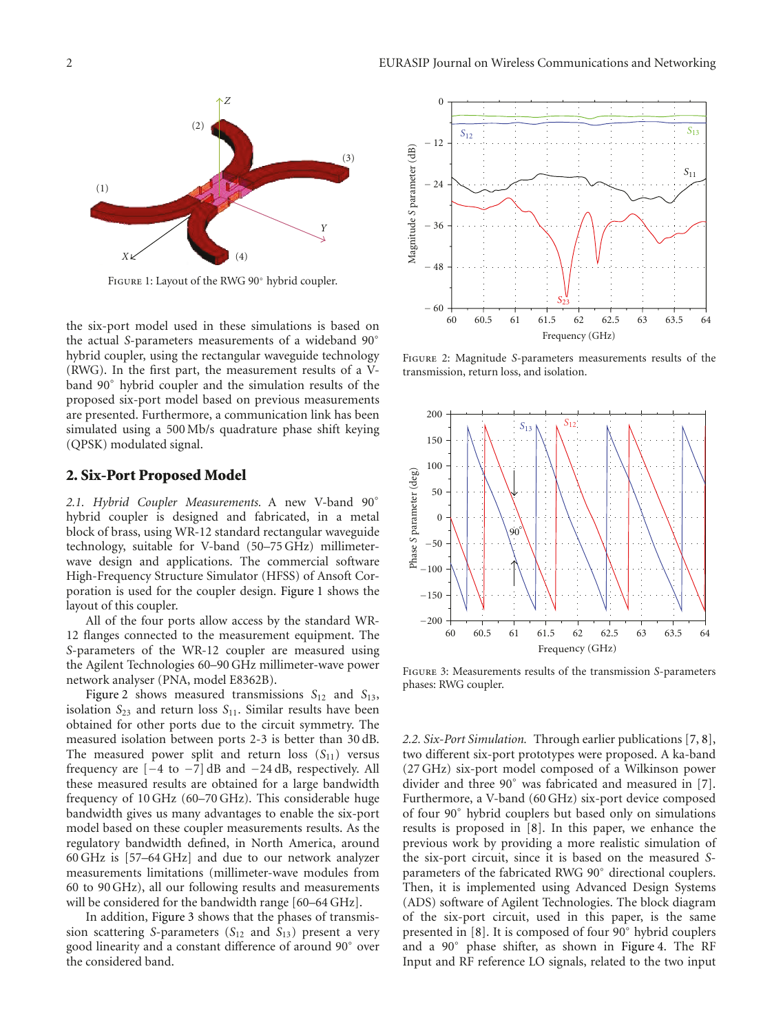Figure 1: Layout of the RWG 90° hybrid coupler.

the six-port model used in these simulations is based on the actual $S$-parameters measurements of a wideband 90° hybrid coupler, using the rectangular waveguide technology (RWG). In the first part, the measurement results of a V-band 90° hybrid coupler and the simulation results of the proposed six-port model based on previous measurements are presented. Furthermore, a communication link has been simulated using a 500 Mb/s quadrature phase shift keying (QPSK) modulated signal.

## 2. Six-Port Proposed Model

*2.1. Hybrid Coupler Measurements.* A new V-band 90° hybrid coupler is designed and fabricated, in a metal block of brass, using WR-12 standard rectangular waveguide technology, suitable for V-band (50–75 GHz) millimeter-wave design and applications. The commercial software High-Frequency Structure Simulator (HFSS) of Ansoft Corporation is used for the coupler design. Figure 1 shows the layout of this coupler.

All of the four ports allow access by the standard WR-12 flanges connected to the measurement equipment. The $S$-parameters of the WR-12 coupler are measured using the Agilent Technologies 60–90 GHz millimeter-wave power network analyser (PNA, model E8362B).

Figure 2 shows measured transmissions $S_{12}$ and $S_{13}$, isolation $S_{23}$ and return loss $S_{11}$. Similar results have been obtained for other ports due to the circuit symmetry. The measured isolation between ports 2-3 is better than 30 dB. The measured power split and return loss ($S_{11}$) versus frequency are [−4 to −7] dB and −24 dB, respectively. All these measured results are obtained for a large bandwidth frequency of 10 GHz (60–70 GHz). This considerable huge bandwidth gives us many advantages to enable the six-port model based on these coupler measurements results. As the regulatory bandwidth defined, in North America, around 60 GHz is [57–64 GHz] and due to our network analyzer measurements limitations (millimeter-wave modules from 60 to 90 GHz), all our following results and measurements will be considered for the bandwidth range [60–64 GHz].

In addition, Figure 3 shows that the phases of transmission scattering $S$-parameters ($S_{12}$ and $S_{13}$) present a very good linearity and a constant difference of around 90° over the considered band.

Figure 2: Magnitude $S$-parameters measurements results of the transmission, return loss, and isolation.

Figure 3: Measurements results of the transmission $S$-parameters phases: RWG coupler.

*2.2. Six-Port Simulation.* Through earlier publications [7, 8], two different six-port prototypes were proposed. A ka-band (27 GHz) six-port model composed of a Wilkinson power divider and three 90° was fabricated and measured in [7]. Furthermore, a V-band (60 GHz) six-port device composed of four 90° hybrid couplers but based only on simulations results is proposed in [8]. In this paper, we enhance the previous work by providing a more realistic simulation of the six-port circuit, since it is based on the measured $S$-parameters of the fabricated RWG 90° directional couplers. Then, it is implemented using Advanced Design Systems (ADS) software of Agilent Technologies. The block diagram of the six-port circuit, used in this paper, is the same presented in [8]. It is composed of four 90° hybrid couplers and a 90° phase shifter, as shown in Figure 4. The RF Input and RF reference LO signals, related to the two input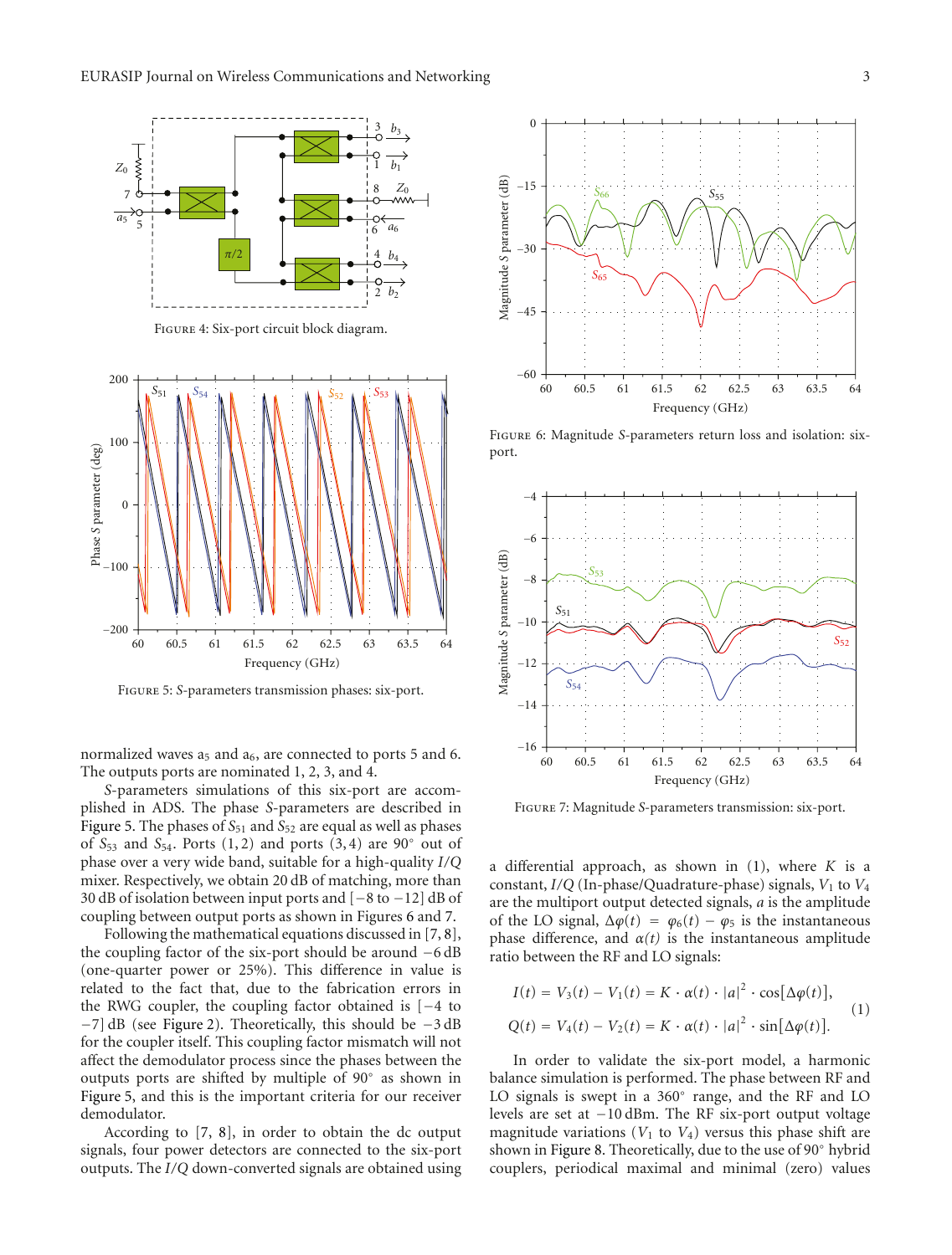Figure 4: Six-port circuit block diagram.

Figure 5: S-parameters transmission phases: six-port.

Figure 6: Magnitude S-parameters return loss and isolation: six-port.

Figure 7: Magnitude S-parameters transmission: six-port.

normalized waves $a_5$ and $a_6$, are connected to ports 5 and 6. The outputs ports are nominated 1, 2, 3, and 4.

*S*-parameters simulations of this six-port are accomplished in ADS. The phase *S*-parameters are described in Figure 5. The phases of $S_{51}$ and $S_{52}$ are equal as well as phases of $S_{53}$ and $S_{54}$. Ports (1, 2) and ports (3, 4) are 90° out of phase over a very wide band, suitable for a high-quality *I*/*Q* mixer. Respectively, we obtain 20 dB of matching, more than 30 dB of isolation between input ports and [−8 to −12] dB of coupling between output ports as shown in Figures 6 and 7.

Following the mathematical equations discussed in [7, 8], the coupling factor of the six-port should be around −6 dB (one-quarter power or 25%). This difference in value is related to the fact that, due to the fabrication errors in the RWG coupler, the coupling factor obtained is [−4 to −7] dB (see Figure 2). Theoretically, this should be −3 dB for the coupler itself. This coupling factor mismatch will not affect the demodulator process since the phases between the outputs ports are shifted by multiple of 90° as shown in Figure 5, and this is the important criteria for our receiver demodulator.

According to [7, 8], in order to obtain the dc output signals, four power detectors are connected to the six-port outputs. The *I*/*Q* down-converted signals are obtained using a differential approach, as shown in (1), where $K$ is a constant, *I*/*Q* (In-phase/Quadrature-phase) signals, $V_1$ to $V_4$ are the multiport output detected signals, $a$ is the amplitude of the LO signal, $\Delta\varphi(t) = \varphi_6(t) - \varphi_5$ is the instantaneous phase difference, and $\alpha(t)$ is the instantaneous amplitude ratio between the RF and LO signals:

$$
\begin{aligned}
I(t) &= V_3(t) - V_1(t) = K \cdot \alpha(t) \cdot |a|^2 \cdot \cos[\Delta\varphi(t)], \\
Q(t) &= V_4(t) - V_2(t) = K \cdot \alpha(t) \cdot |a|^2 \cdot \sin[\Delta\varphi(t)].
\end{aligned}
\tag{1}
$$

In order to validate the six-port model, a harmonic balance simulation is performed. The phase between RF and LO signals is swept in a 360° range, and the RF and LO levels are set at −10 dBm. The RF six-port output voltage magnitude variations ($V_1$ to $V_4$) versus this phase shift are shown in Figure 8. Theoretically, due to the use of 90° hybrid couplers, periodical maximal and minimal (zero) values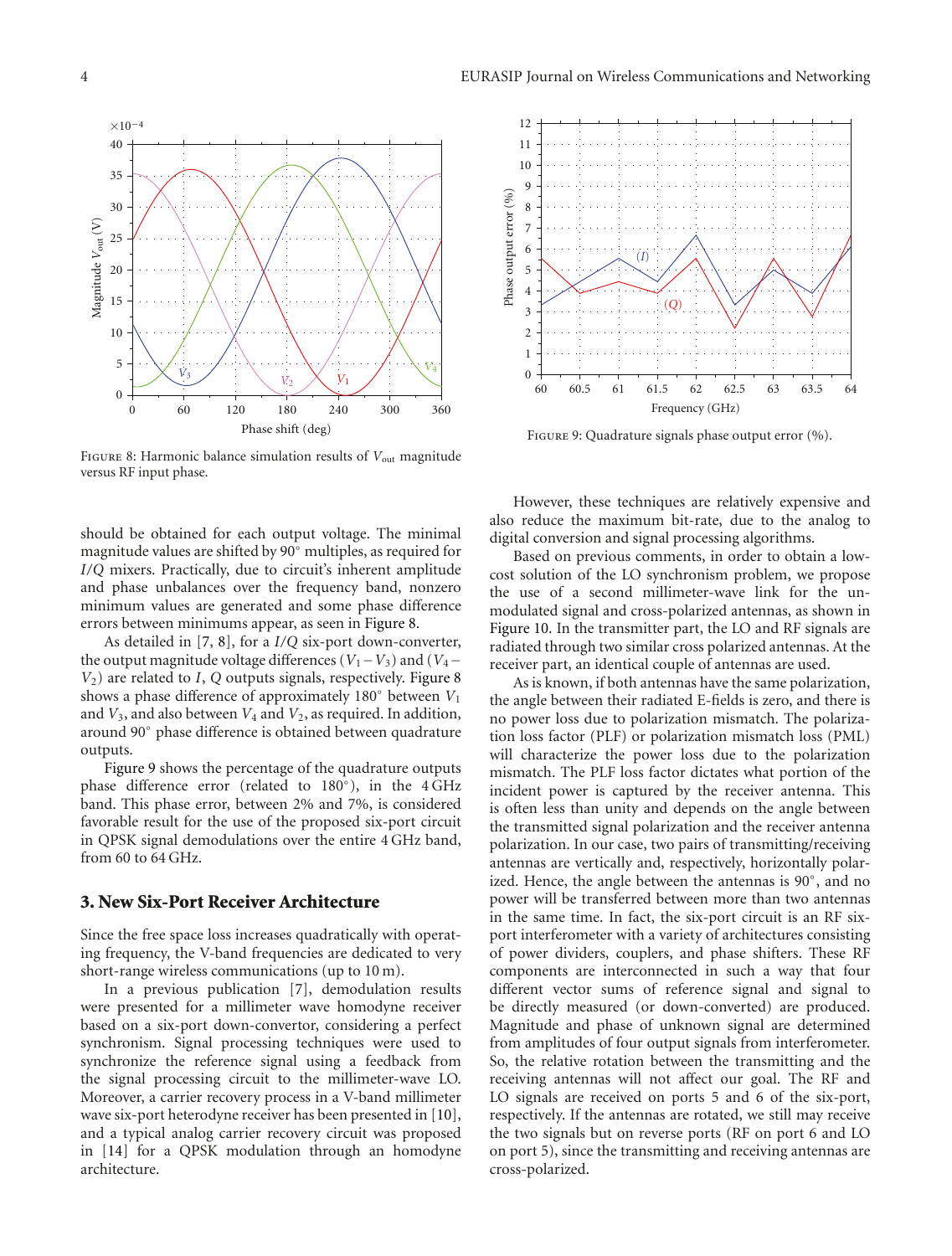×10^−4
40
35
30
25
20
15
10
5
0
Magnitude $V_{out}$ (V)
0
60
120
180
240
300
360
Phase shift (deg)
$V_3$
$V_2$
$V_1$
$V_4$

Figure 8: Harmonic balance simulation results of $V_{out}$ magnitude versus RF input phase.

12
11
10
9
8
7
6
5
4
3
2
1
0
Phase output error (%)
60
60.5
61
61.5
62
62.5
63
63.5
64
Frequency (GHz)
(I)
(Q)

Figure 9: Quadrature signals phase output error (%).

should be obtained for each output voltage. The minimal magnitude values are shifted by 90° multiples, as required for *I/Q* mixers. Practically, due to circuit's inherent amplitude and phase unbalances over the frequency band, nonzero minimum values are generated and some phase difference errors between minimums appear, as seen in Figure 8.

As detailed in [7, 8], for a *I/Q* six-port down-converter, the output magnitude voltage differences ($V_1 - V_3$) and ($V_4 - V_2$) are related to *I*, *Q* outputs signals, respectively. Figure 8 shows a phase difference of approximately 180° between $V_1$ and $V_3$, and also between $V_4$ and $V_2$, as required. In addition, around 90° phase difference is obtained between quadrature outputs.

Figure 9 shows the percentage of the quadrature outputs phase difference error (related to 180°), in the 4 GHz band. This phase error, between 2% and 7%, is considered favorable result for the use of the proposed six-port circuit in QPSK signal demodulations over the entire 4 GHz band, from 60 to 64 GHz.

## 3. New Six-Port Receiver Architecture

Since the free space loss increases quadratically with operating frequency, the V-band frequencies are dedicated to very short-range wireless communications (up to 10 m).

In a previous publication [7], demodulation results were presented for a millimeter wave homodyne receiver based on a six-port down-convertor, considering a perfect synchronism. Signal processing techniques were used to synchronize the reference signal using a feedback from the signal processing circuit to the millimeter-wave LO. Moreover, a carrier recovery process in a V-band millimeter wave six-port heterodyne receiver has been presented in [10], and a typical analog carrier recovery circuit was proposed in [14] for a QPSK modulation through an homodyne architecture.

However, these techniques are relatively expensive and also reduce the maximum bit-rate, due to the analog to digital conversion and signal processing algorithms.

Based on previous comments, in order to obtain a low-cost solution of the LO synchronism problem, we propose the use of a second millimeter-wave link for the unmodulated signal and cross-polarized antennas, as shown in Figure 10. In the transmitter part, the LO and RF signals are radiated through two similar cross polarized antennas. At the receiver part, an identical couple of antennas are used.

As is known, if both antennas have the same polarization, the angle between their radiated E-fields is zero, and there is no power loss due to polarization mismatch. The polarization loss factor (PLF) or polarization mismatch loss (PML) will characterize the power loss due to the polarization mismatch. The PLF loss factor dictates what portion of the incident power is captured by the receiver antenna. This is often less than unity and depends on the angle between the transmitted signal polarization and the receiver antenna polarization. In our case, two pairs of transmitting/receiving antennas are vertically and, respectively, horizontally polarized. Hence, the angle between the antennas is 90°, and no power will be transferred between more than two antennas in the same time. In fact, the six-port circuit is an RF six-port interferometer with a variety of architectures consisting of power dividers, couplers, and phase shifters. These RF components are interconnected in such a way that four different vector sums of reference signal and signal to be directly measured (or down-converted) are produced. Magnitude and phase of unknown signal are determined from amplitudes of four output signals from interferometer. So, the relative rotation between the transmitting and the receiving antennas will not affect our goal. The RF and LO signals are received on ports 5 and 6 of the six-port, respectively. If the antennas are rotated, we still may receive the two signals but on reverse ports (RF on port 6 and LO on port 5), since the transmitting and receiving antennas are cross-polarized.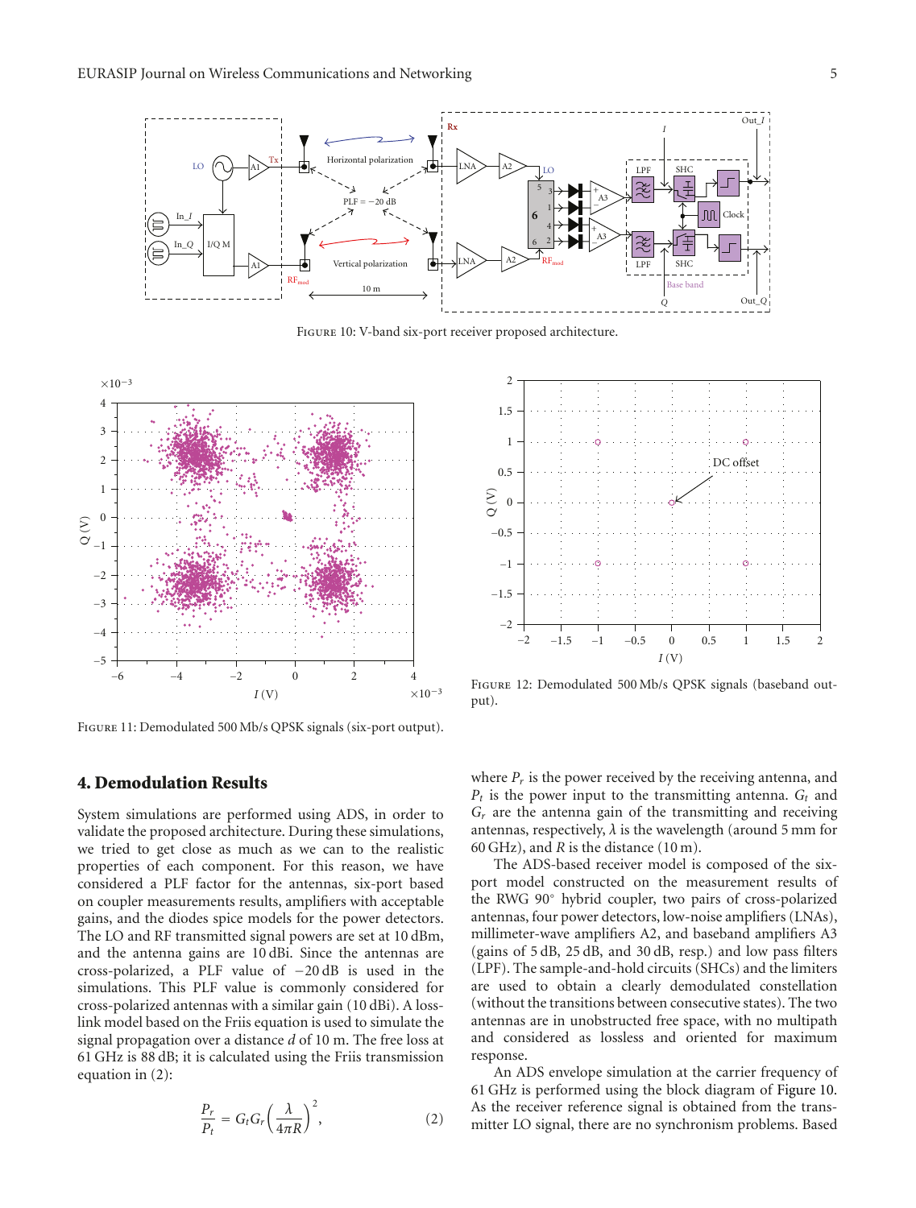Figure 10: V-band six-port receiver proposed architecture.

Figure 11: Demodulated 500 Mb/s QPSK signals (six-port output).

Figure 12: Demodulated 500 Mb/s QPSK signals (baseband output).

## 4. Demodulation Results

System simulations are performed using ADS, in order to validate the proposed architecture. During these simulations, we tried to get close as much as we can to the realistic properties of each component. For this reason, we have considered a PLF factor for the antennas, six-port based on coupler measurements results, amplifiers with acceptable gains, and the diodes spice models for the power detectors. The LO and RF transmitted signal powers are set at 10 dBm, and the antenna gains are 10 dBi. Since the antennas are cross-polarized, a PLF value of −20 dB is used in the simulations. This PLF value is commonly considered for cross-polarized antennas with a similar gain (10 dBi). A loss-link model based on the Friis equation is used to simulate the signal propagation over a distance $d$ of 10 m. The free loss at 61 GHz is 88 dB; it is calculated using the Friis transmission equation in (2):

$$\frac{P_r}{P_t} = G_t G_r \left(\frac{\lambda}{4\pi R}\right)^2, \tag{2}$$

where $P_r$ is the power received by the receiving antenna, and $P_t$ is the power input to the transmitting antenna. $G_t$ and $G_r$ are the antenna gain of the transmitting and receiving antennas, respectively, $\lambda$ is the wavelength (around 5 mm for 60 GHz), and $R$ is the distance (10 m).

The ADS-based receiver model is composed of the six-port model constructed on the measurement results of the RWG 90° hybrid coupler, two pairs of cross-polarized antennas, four power detectors, low-noise amplifiers (LNAs), millimeter-wave amplifiers A2, and baseband amplifiers A3 (gains of 5 dB, 25 dB, and 30 dB, resp.) and low pass filters (LPF). The sample-and-hold circuits (SHCs) and the limiters are used to obtain a clearly demodulated constellation (without the transitions between consecutive states). The two antennas are in unobstructed free space, with no multipath and considered as lossless and oriented for maximum response.

An ADS envelope simulation at the carrier frequency of 61 GHz is performed using the block diagram of Figure 10. As the receiver reference signal is obtained from the transmitter LO signal, there are no synchronism problems. Based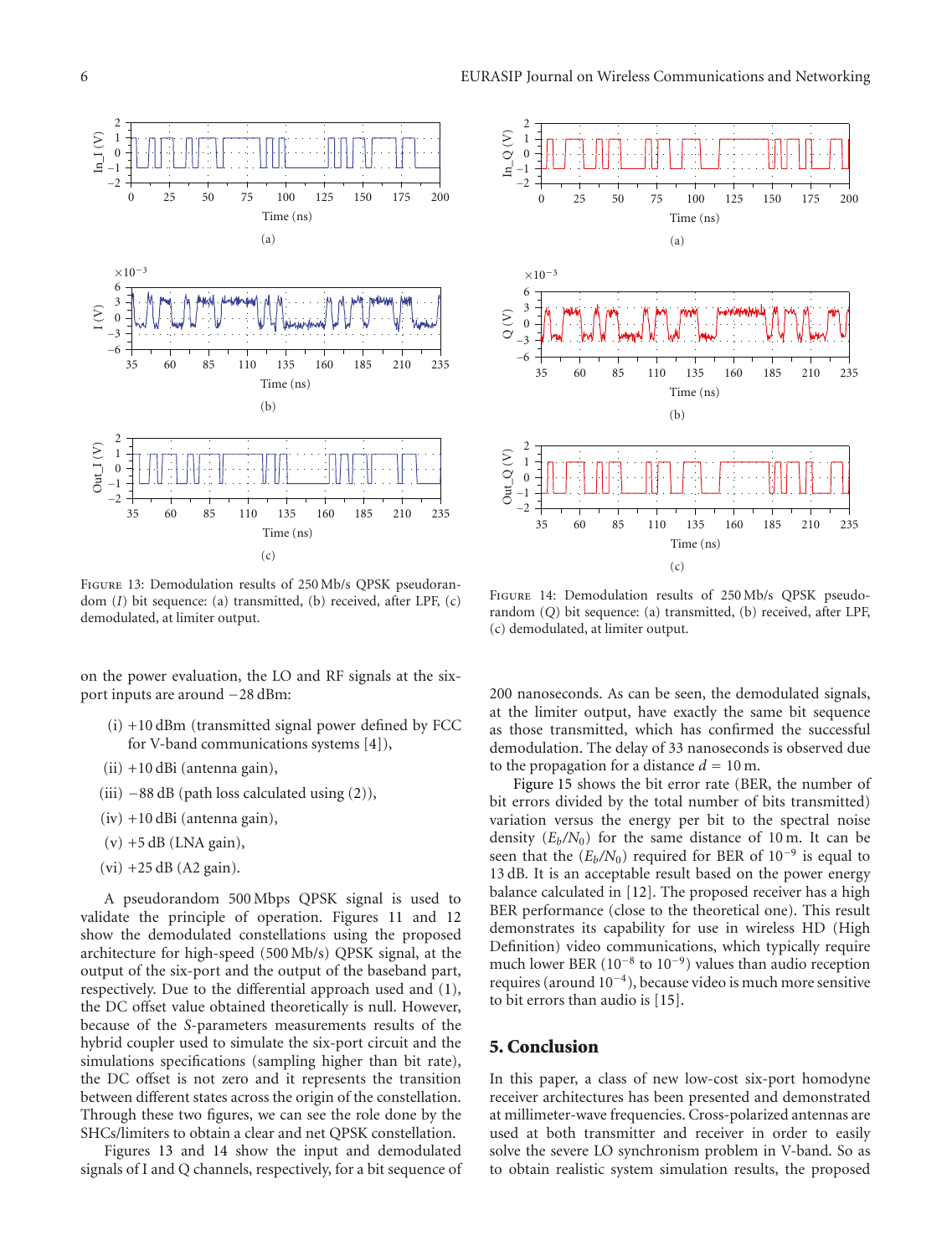FIGURE 13: Demodulation results of 250 Mb/s QPSK pseudorandom ($I$) bit sequence: (a) transmitted, (b) received, after LPF, (c) demodulated, at limiter output.

FIGURE 14: Demodulation results of 250 Mb/s QPSK pseudorandom ($Q$) bit sequence: (a) transmitted, (b) received, after LPF, (c) demodulated, at limiter output.

on the power evaluation, the LO and RF signals at the six-port inputs are around −28 dBm:

(i) +10 dBm (transmitted signal power defined by FCC for V-band communications systems [4]),

(ii) +10 dBi (antenna gain),

(iii) −88 dB (path loss calculated using (2)),

(iv) +10 dBi (antenna gain),

(v) +5 dB (LNA gain),

(vi) +25 dB (A2 gain).

A pseudorandom 500 Mbps QPSK signal is used to validate the principle of operation. Figures 11 and 12 show the demodulated constellations using the proposed architecture for high-speed (500 Mb/s) QPSK signal, at the output of the six-port and the output of the baseband part, respectively. Due to the differential approach used and (1), the DC offset value obtained theoretically is null. However, because of the *S*-parameters measurements results of the hybrid coupler used to simulate the six-port circuit and the simulations specifications (sampling higher than bit rate), the DC offset is not zero and it represents the transition between different states across the origin of the constellation. Through these two figures, we can see the role done by the SHCs/limiters to obtain a clear and net QPSK constellation.

Figures 13 and 14 show the input and demodulated signals of I and Q channels, respectively, for a bit sequence of 200 nanoseconds. As can be seen, the demodulated signals, at the limiter output, have exactly the same bit sequence as those transmitted, which has confirmed the successful demodulation. The delay of 33 nanoseconds is observed due to the propagation for a distance $d = 10$ m.

Figure 15 shows the bit error rate (BER, the number of bit errors divided by the total number of bits transmitted) variation versus the energy per bit to the spectral noise density ($E_b/N_0$) for the same distance of 10 m. It can be seen that the ($E_b/N_0$) required for BER of $10^{-9}$ is equal to 13 dB. It is an acceptable result based on the power energy balance calculated in [12]. The proposed receiver has a high BER performance (close to the theoretical one). This result demonstrates its capability for use in wireless HD (High Definition) video communications, which typically require much lower BER ($10^{-8}$ to $10^{-9}$) values than audio reception requires (around $10^{-4}$), because video is much more sensitive to bit errors than audio is [15].

## 5. Conclusion

In this paper, a class of new low-cost six-port homodyne receiver architectures has been presented and demonstrated at millimeter-wave frequencies. Cross-polarized antennas are used at both transmitter and receiver in order to easily solve the severe LO synchronism problem in V-band. So as to obtain realistic system simulation results, the proposed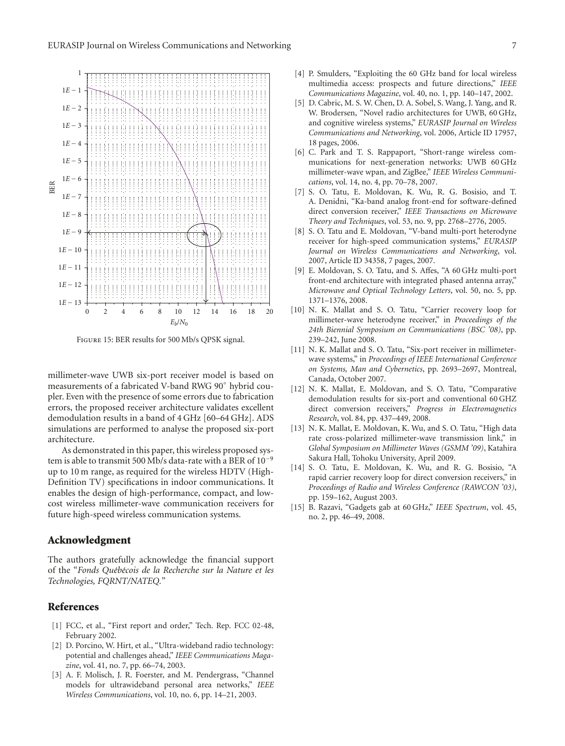1

1E − 1

1E − 2

1E − 3

1E − 4

1E − 5

1E − 6

1E − 7

1E − 8

1E − 9

1E − 10

1E − 11

1E − 12

1E − 13

BER

0 2 4 6 8 10 12 14 16 18 20

$E_b/N_0$

Figure 15: BER results for 500 Mb/s QPSK signal.

millimeter-wave UWB six-port receiver model is based on measurements of a fabricated V-band RWG 90° hybrid coupler. Even with the presence of some errors due to fabrication errors, the proposed receiver architecture validates excellent demodulation results in a band of 4 GHz [60–64 GHz]. ADS simulations are performed to analyse the proposed six-port architecture.

As demonstrated in this paper, this wireless proposed system is able to transmit 500 Mb/s data-rate with a BER of $10^{-9}$ up to 10 m range, as required for the wireless HDTV (High-Definition TV) specifications in indoor communications. It enables the design of high-performance, compact, and low-cost wireless millimeter-wave communication receivers for future high-speed wireless communication systems.

## Acknowledgment

The authors gratefully acknowledge the financial support of the "*Fonds Québécois de la Recherche sur la Nature et les Technologies, FQRNT/NATEQ.*"

## References

[1] FCC, et al., "First report and order," Tech. Rep. FCC 02-48, February 2002.

[2] D. Porcino, W. Hirt, et al., "Ultra-wideband radio technology: potential and challenges ahead," *IEEE Communications Magazine*, vol. 41, no. 7, pp. 66–74, 2003.

[3] A. F. Molisch, J. R. Foerster, and M. Pendergrass, "Channel models for ultrawideband personal area networks," *IEEE Wireless Communications*, vol. 10, no. 6, pp. 14–21, 2003.

[4] P. Smulders, "Exploiting the 60 GHz band for local wireless multimedia access: prospects and future directions," *IEEE Communications Magazine*, vol. 40, no. 1, pp. 140–147, 2002.

[5] D. Cabric, M. S. W. Chen, D. A. Sobel, S. Wang, J. Yang, and R. W. Brodersen, "Novel radio architectures for UWB, 60 GHz, and cognitive wireless systems," *EURASIP Journal on Wireless Communications and Networking*, vol. 2006, Article ID 17957, 18 pages, 2006.

[6] C. Park and T. S. Rappaport, "Short-range wireless communications for next-generation networks: UWB 60 GHz millimeter-wave wpan, and ZigBee," *IEEE Wireless Communications*, vol. 14, no. 4, pp. 70–78, 2007.

[7] S. O. Tatu, E. Moldovan, K. Wu, R. G. Bosisio, and T. A. Denidni, "Ka-band analog front-end for software-defined direct conversion receiver," *IEEE Transactions on Microwave Theory and Techniques*, vol. 53, no. 9, pp. 2768–2776, 2005.

[8] S. O. Tatu and E. Moldovan, "V-band multi-port heterodyne receiver for high-speed communication systems," *EURASIP Journal on Wireless Communications and Networking*, vol. 2007, Article ID 34358, 7 pages, 2007.

[9] E. Moldovan, S. O. Tatu, and S. Affes, "A 60 GHz multi-port front-end architecture with integrated phased antenna array," *Microwave and Optical Technology Letters*, vol. 50, no. 5, pp. 1371–1376, 2008.

[10] N. K. Mallat and S. O. Tatu, "Carrier recovery loop for millimeter-wave heterodyne receiver," in *Proceedings of the 24th Biennial Symposium on Communications (BSC '08)*, pp. 239–242, June 2008.

[11] N. K. Mallat and S. O. Tatu, "Six-port receiver in millimeter-wave systems," in *Proceedings of IEEE International Conference on Systems, Man and Cybernetics*, pp. 2693–2697, Montreal, Canada, October 2007.

[12] N. K. Mallat, E. Moldovan, and S. O. Tatu, "Comparative demodulation results for six-port and conventional 60 GHZ direct conversion receivers," *Progress in Electromagnetics Research*, vol. 84, pp. 437–449, 2008.

[13] N. K. Mallat, E. Moldovan, K. Wu, and S. O. Tatu, "High data rate cross-polarized millimeter-wave transmission link," in *Global Symposium on Millimeter Waves (GSMM '09)*, Katahira Sakura Hall, Tohoku University, April 2009.

[14] S. O. Tatu, E. Moldovan, K. Wu, and R. G. Bosisio, "A rapid carrier recovery loop for direct conversion receivers," in *Proceedings of Radio and Wireless Conference (RAWCON '03)*, pp. 159–162, August 2003.

[15] B. Razavi, "Gadgets gab at 60 GHz," *IEEE Spectrum*, vol. 45, no. 2, pp. 46–49, 2008.